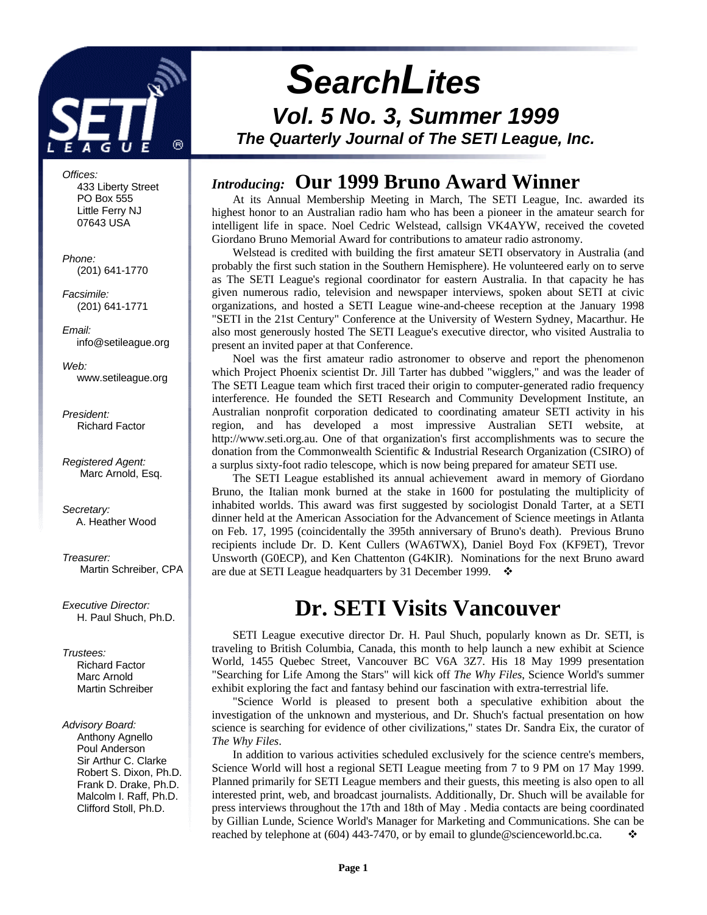# *S*earch*L*ites

## *Vol. 5 No. 3, Summer 1999*

### *The Quarterly Journal of The SETI League, Inc.*

*Offices:*
433 Liberty Street
PO Box 555
Little Ferry NJ
07643 USA

*Phone:*
(201) 641-1770

*Facsimile:*
(201) 641-1771

*Email:*
info@setileague.org

*Web:*
www.setileague.org

*President:*
Richard Factor

*Registered Agent:*
Marc Arnold, Esq.

*Secretary:*
A. Heather Wood

*Treasurer:*
Martin Schreiber, CPA

*Executive Director:*
H. Paul Shuch, Ph.D.

*Trustees:*
Richard Factor
Marc Arnold
Martin Schreiber

*Advisory Board:*
Anthony Agnello
Poul Anderson
Sir Arthur C. Clarke
Robert S. Dixon, Ph.D.
Frank D. Drake, Ph.D.
Malcolm I. Raff, Ph.D.
Clifford Stoll, Ph.D.

## *Introducing:* Our 1999 Bruno Award Winner

At its Annual Membership Meeting in March, The SETI League, Inc. awarded its highest honor to an Australian radio ham who has been a pioneer in the amateur search for intelligent life in space. Noel Cedric Welstead, callsign VK4AYW, received the coveted Giordano Bruno Memorial Award for contributions to amateur radio astronomy.

Welstead is credited with building the first amateur SETI observatory in Australia (and probably the first such station in the Southern Hemisphere). He volunteered early on to serve as The SETI League's regional coordinator for eastern Australia. In that capacity he has given numerous radio, television and newspaper interviews, spoken about SETI at civic organizations, and hosted a SETI League wine-and-cheese reception at the January 1998 "SETI in the 21st Century" Conference at the University of Western Sydney, Macarthur. He also most generously hosted The SETI League's executive director, who visited Australia to present an invited paper at that Conference.

Noel was the first amateur radio astronomer to observe and report the phenomenon which Project Phoenix scientist Dr. Jill Tarter has dubbed "wigglers," and was the leader of The SETI League team which first traced their origin to computer-generated radio frequency interference. He founded the SETI Research and Community Development Institute, an Australian nonprofit corporation dedicated to coordinating amateur SETI activity in his region, and has developed a most impressive Australian SETI website, at http://www.seti.org.au. One of that organization's first accomplishments was to secure the donation from the Commonwealth Scientific & Industrial Research Organization (CSIRO) of a surplus sixty-foot radio telescope, which is now being prepared for amateur SETI use.

The SETI League established its annual achievement award in memory of Giordano Bruno, the Italian monk burned at the stake in 1600 for postulating the multiplicity of inhabited worlds. This award was first suggested by sociologist Donald Tarter, at a SETI dinner held at the American Association for the Advancement of Science meetings in Atlanta on Feb. 17, 1995 (coincidentally the 395th anniversary of Bruno's death). Previous Bruno recipients include Dr. D. Kent Cullers (WA6TWX), Daniel Boyd Fox (KF9ET), Trevor Unsworth (G0ECP), and Ken Chattenton (G4KIR). Nominations for the next Bruno award are due at SETI League headquarters by 31 December 1999. ❖

## Dr. SETI Visits Vancouver

SETI League executive director Dr. H. Paul Shuch, popularly known as Dr. SETI, is traveling to British Columbia, Canada, this month to help launch a new exhibit at Science World, 1455 Quebec Street, Vancouver BC V6A 3Z7. His 18 May 1999 presentation "Searching for Life Among the Stars" will kick off *The Why Files*, Science World's summer exhibit exploring the fact and fantasy behind our fascination with extra-terrestrial life.

"Science World is pleased to present both a speculative exhibition about the investigation of the unknown and mysterious, and Dr. Shuch's factual presentation on how science is searching for evidence of other civilizations," states Dr. Sandra Eix, the curator of *The Why Files*.

In addition to various activities scheduled exclusively for the science centre's members, Science World will host a regional SETI League meeting from 7 to 9 PM on 17 May 1999. Planned primarily for SETI League members and their guests, this meeting is also open to all interested print, web, and broadcast journalists. Additionally, Dr. Shuch will be available for press interviews throughout the 17th and 18th of May . Media contacts are being coordinated by Gillian Lunde, Science World's Manager for Marketing and Communications. She can be reached by telephone at (604) 443-7470, or by email to glunde@scienceworld.bc.ca. ❖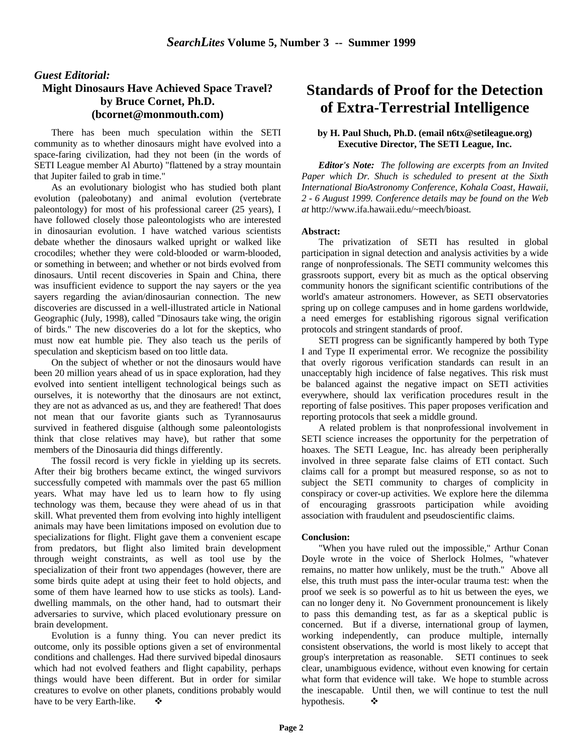## *Guest Editorial:*
## Might Dinosaurs Have Achieved Space Travel?
**by Bruce Cornet, Ph.D.**
**(bcornet@monmouth.com)**

There has been much speculation within the SETI community as to whether dinosaurs might have evolved into a space-faring civilization, had they not been (in the words of SETI League member Al Aburto) "flattened by a stray mountain that Jupiter failed to grab in time."

As an evolutionary biologist who has studied both plant evolution (paleobotany) and animal evolution (vertebrate paleontology) for most of his professional career (25 years), I have followed closely those paleontologists who are interested in dinosaurian evolution. I have watched various scientists debate whether the dinosaurs walked upright or walked like crocodiles; whether they were cold-blooded or warm-blooded, or something in between; and whether or not birds evolved from dinosaurs. Until recent discoveries in Spain and China, there was insufficient evidence to support the nay sayers or the yea sayers regarding the avian/dinosaurian connection. The new discoveries are discussed in a well-illustrated article in National Geographic (July, 1998), called "Dinosaurs take wing, the origin of birds." The new discoveries do a lot for the skeptics, who must now eat humble pie. They also teach us the perils of speculation and skepticism based on too little data.

On the subject of whether or not the dinosaurs would have been 20 million years ahead of us in space exploration, had they evolved into sentient intelligent technological beings such as ourselves, it is noteworthy that the dinosaurs are not extinct, they are not as advanced as us, and they are feathered! That does not mean that our favorite giants such as Tyrannosaurus survived in feathered disguise (although some paleontologists think that close relatives may have), but rather that some members of the Dinosauria did things differently.

The fossil record is very fickle in yielding up its secrets. After their big brothers became extinct, the winged survivors successfully competed with mammals over the past 65 million years. What may have led us to learn how to fly using technology was them, because they were ahead of us in that skill. What prevented them from evolving into highly intelligent animals may have been limitations imposed on evolution due to specializations for flight. Flight gave them a convenient escape from predators, but flight also limited brain development through weight constraints, as well as tool use by the specialization of their front two appendages (however, there are some birds quite adept at using their feet to hold objects, and some of them have learned how to use sticks as tools). Land-dwelling mammals, on the other hand, had to outsmart their adversaries to survive, which placed evolutionary pressure on brain development.

Evolution is a funny thing. You can never predict its outcome, only its possible options given a set of environmental conditions and challenges. Had there survived bipedal dinosaurs which had not evolved feathers and flight capability, perhaps things would have been different. But in order for similar creatures to evolve on other planets, conditions probably would have to be very Earth-like. ❖

# Standards of Proof for the Detection of Extra-Terrestrial Intelligence

**by H. Paul Shuch, Ph.D. (email n6tx@setileague.org)**
**Executive Director, The SETI League, Inc.**

***Editor's Note:*** *The following are excerpts from an Invited Paper which Dr. Shuch is scheduled to present at the Sixth International BioAstronomy Conference, Kohala Coast, Hawaii, 2 - 6 August 1999. Conference details may be found on the Web at* http://www.ifa.hawaii.edu/~meech/bioast*.*

**Abstract:**

The privatization of SETI has resulted in global participation in signal detection and analysis activities by a wide range of nonprofessionals. The SETI community welcomes this grassroots support, every bit as much as the optical observing community honors the significant scientific contributions of the world's amateur astronomers. However, as SETI observatories spring up on college campuses and in home gardens worldwide, a need emerges for establishing rigorous signal verification protocols and stringent standards of proof.

SETI progress can be significantly hampered by both Type I and Type II experimental error. We recognize the possibility that overly rigorous verification standards can result in an unacceptably high incidence of false negatives. This risk must be balanced against the negative impact on SETI activities everywhere, should lax verification procedures result in the reporting of false positives. This paper proposes verification and reporting protocols that seek a middle ground.

A related problem is that nonprofessional involvement in SETI science increases the opportunity for the perpetration of hoaxes. The SETI League, Inc. has already been peripherally involved in three separate false claims of ETI contact. Such claims call for a prompt but measured response, so as not to subject the SETI community to charges of complicity in conspiracy or cover-up activities. We explore here the dilemma of encouraging grassroots participation while avoiding association with fraudulent and pseudoscientific claims.

**Conclusion:**

"When you have ruled out the impossible," Arthur Conan Doyle wrote in the voice of Sherlock Holmes, "whatever remains, no matter how unlikely, must be the truth." Above all else, this truth must pass the inter-ocular trauma test: when the proof we seek is so powerful as to hit us between the eyes, we can no longer deny it. No Government pronouncement is likely to pass this demanding test, as far as a skeptical public is concerned. But if a diverse, international group of laymen, working independently, can produce multiple, internally consistent observations, the world is most likely to accept that group's interpretation as reasonable. SETI continues to seek clear, unambiguous evidence, without even knowing for certain what form that evidence will take. We hope to stumble across the inescapable. Until then, we will continue to test the null hypothesis. ❖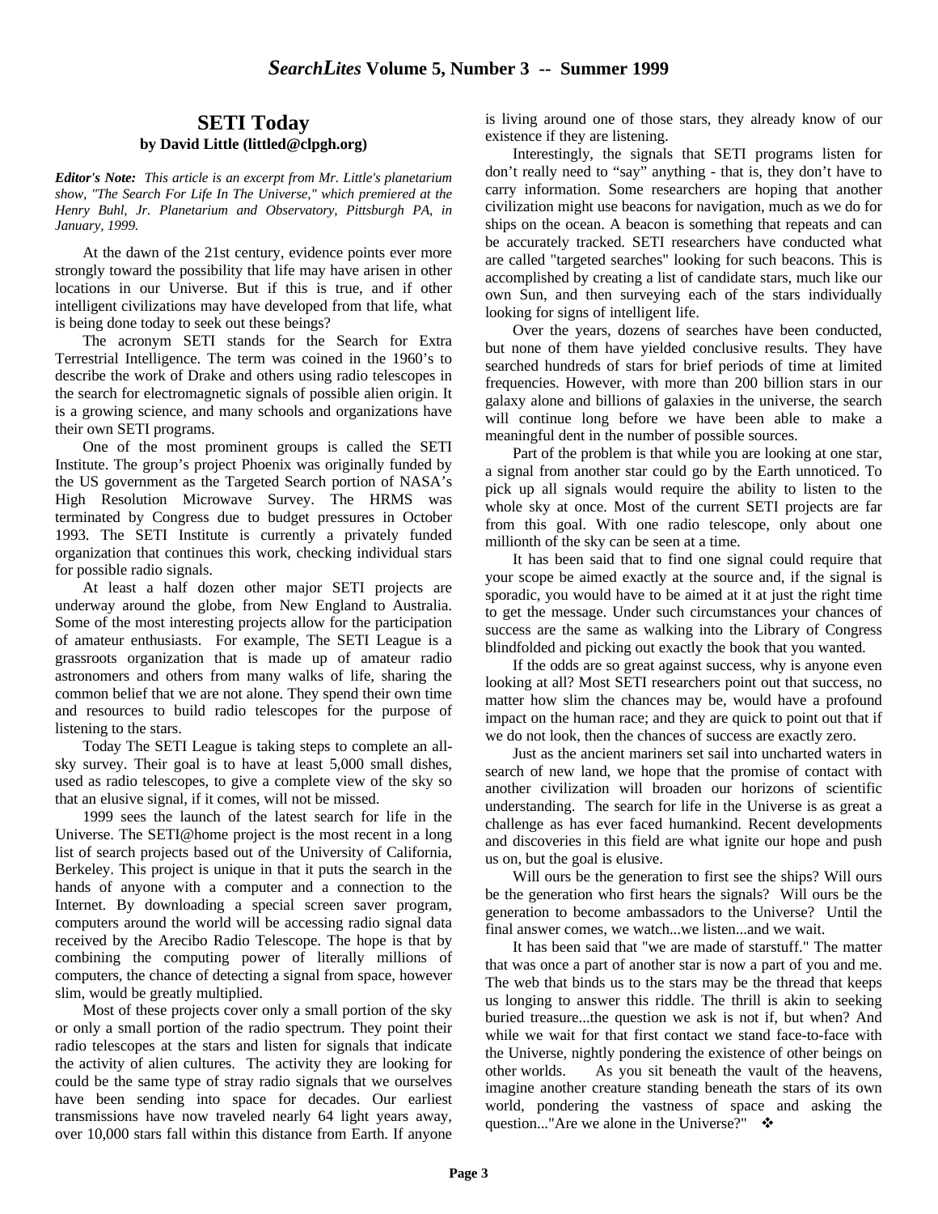## SETI Today

**by David Little (littled@clpgh.org)**

***Editor's Note:*** *This article is an excerpt from Mr. Little's planetarium show, "The Search For Life In The Universe," which premiered at the Henry Buhl, Jr. Planetarium and Observatory, Pittsburgh PA, in January, 1999.*

At the dawn of the 21st century, evidence points ever more strongly toward the possibility that life may have arisen in other locations in our Universe. But if this is true, and if other intelligent civilizations may have developed from that life, what is being done today to seek out these beings?

The acronym SETI stands for the Search for Extra Terrestrial Intelligence. The term was coined in the 1960's to describe the work of Drake and others using radio telescopes in the search for electromagnetic signals of possible alien origin. It is a growing science, and many schools and organizations have their own SETI programs.

One of the most prominent groups is called the SETI Institute. The group's project Phoenix was originally funded by the US government as the Targeted Search portion of NASA's High Resolution Microwave Survey. The HRMS was terminated by Congress due to budget pressures in October 1993. The SETI Institute is currently a privately funded organization that continues this work, checking individual stars for possible radio signals.

At least a half dozen other major SETI projects are underway around the globe, from New England to Australia. Some of the most interesting projects allow for the participation of amateur enthusiasts. For example, The SETI League is a grassroots organization that is made up of amateur radio astronomers and others from many walks of life, sharing the common belief that we are not alone. They spend their own time and resources to build radio telescopes for the purpose of listening to the stars.

Today The SETI League is taking steps to complete an all-sky survey. Their goal is to have at least 5,000 small dishes, used as radio telescopes, to give a complete view of the sky so that an elusive signal, if it comes, will not be missed.

1999 sees the launch of the latest search for life in the Universe. The SETI@home project is the most recent in a long list of search projects based out of the University of California, Berkeley. This project is unique in that it puts the search in the hands of anyone with a computer and a connection to the Internet. By downloading a special screen saver program, computers around the world will be accessing radio signal data received by the Arecibo Radio Telescope. The hope is that by combining the computing power of literally millions of computers, the chance of detecting a signal from space, however slim, would be greatly multiplied.

Most of these projects cover only a small portion of the sky or only a small portion of the radio spectrum. They point their radio telescopes at the stars and listen for signals that indicate the activity of alien cultures. The activity they are looking for could be the same type of stray radio signals that we ourselves have been sending into space for decades. Our earliest transmissions have now traveled nearly 64 light years away, over 10,000 stars fall within this distance from Earth. If anyone is living around one of those stars, they already know of our existence if they are listening.

Interestingly, the signals that SETI programs listen for don't really need to "say" anything - that is, they don't have to carry information. Some researchers are hoping that another civilization might use beacons for navigation, much as we do for ships on the ocean. A beacon is something that repeats and can be accurately tracked. SETI researchers have conducted what are called "targeted searches" looking for such beacons. This is accomplished by creating a list of candidate stars, much like our own Sun, and then surveying each of the stars individually looking for signs of intelligent life.

Over the years, dozens of searches have been conducted, but none of them have yielded conclusive results. They have searched hundreds of stars for brief periods of time at limited frequencies. However, with more than 200 billion stars in our galaxy alone and billions of galaxies in the universe, the search will continue long before we have been able to make a meaningful dent in the number of possible sources.

Part of the problem is that while you are looking at one star, a signal from another star could go by the Earth unnoticed. To pick up all signals would require the ability to listen to the whole sky at once. Most of the current SETI projects are far from this goal. With one radio telescope, only about one millionth of the sky can be seen at a time.

It has been said that to find one signal could require that your scope be aimed exactly at the source and, if the signal is sporadic, you would have to be aimed at it at just the right time to get the message. Under such circumstances your chances of success are the same as walking into the Library of Congress blindfolded and picking out exactly the book that you wanted.

If the odds are so great against success, why is anyone even looking at all? Most SETI researchers point out that success, no matter how slim the chances may be, would have a profound impact on the human race; and they are quick to point out that if we do not look, then the chances of success are exactly zero.

Just as the ancient mariners set sail into uncharted waters in search of new land, we hope that the promise of contact with another civilization will broaden our horizons of scientific understanding. The search for life in the Universe is as great a challenge as has ever faced humankind. Recent developments and discoveries in this field are what ignite our hope and push us on, but the goal is elusive.

Will ours be the generation to first see the ships? Will ours be the generation who first hears the signals? Will ours be the generation to become ambassadors to the Universe? Until the final answer comes, we watch...we listen...and we wait.

It has been said that "we are made of starstuff." The matter that was once a part of another star is now a part of you and me. The web that binds us to the stars may be the thread that keeps us longing to answer this riddle. The thrill is akin to seeking buried treasure...the question we ask is not if, but when? And while we wait for that first contact we stand face-to-face with the Universe, nightly pondering the existence of other beings on other worlds. As you sit beneath the vault of the heavens, imagine another creature standing beneath the stars of its own world, pondering the vastness of space and asking the question..."Are we alone in the Universe?" ❖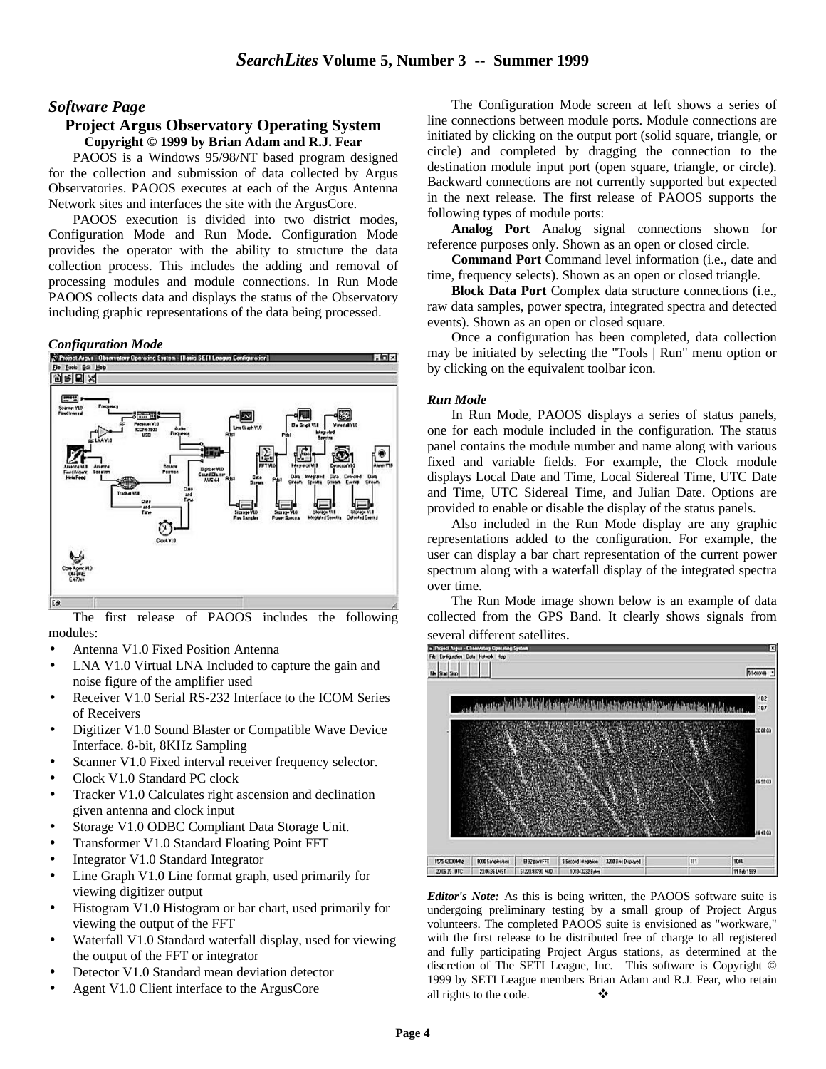## *Software Page*

### Project Argus Observatory Operating System

**Copyright © 1999 by Brian Adam and R.J. Fear**

PAOOS is a Windows 95/98/NT based program designed for the collection and submission of data collected by Argus Observatories. PAOOS executes at each of the Argus Antenna Network sites and interfaces the site with the ArgusCore.

PAOOS execution is divided into two district modes, Configuration Mode and Run Mode. Configuration Mode provides the operator with the ability to structure the data collection process. This includes the adding and removal of processing modules and module connections. In Run Mode PAOOS collects data and displays the status of the Observatory including graphic representations of the data being processed.

#### *Configuration Mode*

The first release of PAOOS includes the following modules:

- Antenna V1.0 Fixed Position Antenna
- LNA V1.0 Virtual LNA Included to capture the gain and noise figure of the amplifier used
- Receiver V1.0 Serial RS-232 Interface to the ICOM Series of Receivers
- Digitizer V1.0 Sound Blaster or Compatible Wave Device Interface. 8-bit, 8KHz Sampling
- Scanner V1.0 Fixed interval receiver frequency selector.
- Clock V1.0 Standard PC clock
- Tracker V1.0 Calculates right ascension and declination given antenna and clock input
- Storage V1.0 ODBC Compliant Data Storage Unit.
- Transformer V1.0 Standard Floating Point FFT
- Integrator V1.0 Standard Integrator
- Line Graph V1.0 Line format graph, used primarily for viewing digitizer output
- Histogram V1.0 Histogram or bar chart, used primarily for viewing the output of the FFT
- Waterfall V1.0 Standard waterfall display, used for viewing the output of the FFT or integrator
- Detector V1.0 Standard mean deviation detector
- Agent V1.0 Client interface to the ArgusCore

The Configuration Mode screen at left shows a series of line connections between module ports. Module connections are initiated by clicking on the output port (solid square, triangle, or circle) and completed by dragging the connection to the destination module input port (open square, triangle, or circle). Backward connections are not currently supported but expected in the next release. The first release of PAOOS supports the following types of module ports:

**Analog Port** Analog signal connections shown for reference purposes only. Shown as an open or closed circle.

**Command Port** Command level information (i.e., date and time, frequency selects). Shown as an open or closed triangle.

**Block Data Port** Complex data structure connections (i.e., raw data samples, power spectra, integrated spectra and detected events). Shown as an open or closed square.

Once a configuration has been completed, data collection may be initiated by selecting the "Tools | Run" menu option or by clicking on the equivalent toolbar icon.

#### *Run Mode*

In Run Mode, PAOOS displays a series of status panels, one for each module included in the configuration. The status panel contains the module number and name along with various fixed and variable fields. For example, the Clock module displays Local Date and Time, Local Sidereal Time, UTC Date and Time, UTC Sidereal Time, and Julian Date. Options are provided to enable or disable the display of the status panels.

Also included in the Run Mode display are any graphic representations added to the configuration. For example, the user can display a bar chart representation of the current power spectrum along with a waterfall display of the integrated spectra over time.

The Run Mode image shown below is an example of data collected from the GPS Band. It clearly shows signals from several different satellites.

***Editor's Note:*** As this is being written, the PAOOS software suite is undergoing preliminary testing by a small group of Project Argus volunteers. The completed PAOOS suite is envisioned as "workware," with the first release to be distributed free of charge to all registered and fully participating Project Argus stations, as determined at the discretion of The SETI League, Inc. This software is Copyright © 1999 by SETI League members Brian Adam and R.J. Fear, who retain all rights to the code. ❖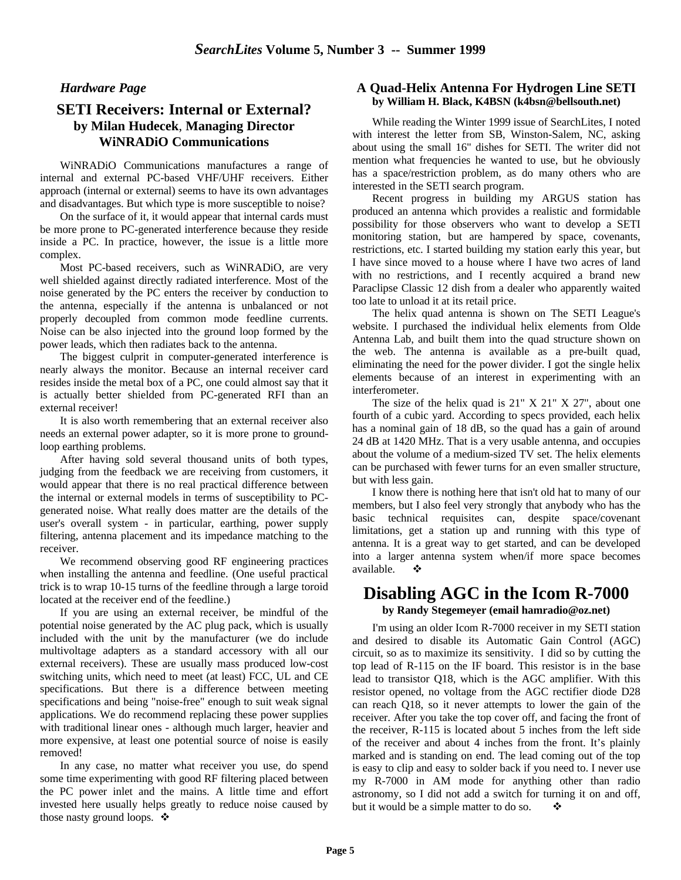*Hardware Page*

## SETI Receivers: Internal or External?

**by Milan Hudecek, Managing Director WiNRADiO Communications**

WiNRADiO Communications manufactures a range of internal and external PC-based VHF/UHF receivers. Either approach (internal or external) seems to have its own advantages and disadvantages. But which type is more susceptible to noise?

On the surface of it, it would appear that internal cards must be more prone to PC-generated interference because they reside inside a PC. In practice, however, the issue is a little more complex.

Most PC-based receivers, such as WiNRADiO, are very well shielded against directly radiated interference. Most of the noise generated by the PC enters the receiver by conduction to the antenna, especially if the antenna is unbalanced or not properly decoupled from common mode feedline currents. Noise can be also injected into the ground loop formed by the power leads, which then radiates back to the antenna.

The biggest culprit in computer-generated interference is nearly always the monitor. Because an internal receiver card resides inside the metal box of a PC, one could almost say that it is actually better shielded from PC-generated RFI than an external receiver!

It is also worth remembering that an external receiver also needs an external power adapter, so it is more prone to ground-loop earthing problems.

After having sold several thousand units of both types, judging from the feedback we are receiving from customers, it would appear that there is no real practical difference between the internal or external models in terms of susceptibility to PC-generated noise. What really does matter are the details of the user's overall system - in particular, earthing, power supply filtering, antenna placement and its impedance matching to the receiver.

We recommend observing good RF engineering practices when installing the antenna and feedline. (One useful practical trick is to wrap 10-15 turns of the feedline through a large toroid located at the receiver end of the feedline.)

If you are using an external receiver, be mindful of the potential noise generated by the AC plug pack, which is usually included with the unit by the manufacturer (we do include multivoltage adapters as a standard accessory with all our external receivers). These are usually mass produced low-cost switching units, which need to meet (at least) FCC, UL and CE specifications. But there is a difference between meeting specifications and being "noise-free" enough to suit weak signal applications. We do recommend replacing these power supplies with traditional linear ones - although much larger, heavier and more expensive, at least one potential source of noise is easily removed!

In any case, no matter what receiver you use, do spend some time experimenting with good RF filtering placed between the PC power inlet and the mains. A little time and effort invested here usually helps greatly to reduce noise caused by those nasty ground loops. ❖

## A Quad-Helix Antenna For Hydrogen Line SETI

**by William H. Black, K4BSN (k4bsn@bellsouth.net)**

While reading the Winter 1999 issue of SearchLites, I noted with interest the letter from SB, Winston-Salem, NC, asking about using the small 16" dishes for SETI. The writer did not mention what frequencies he wanted to use, but he obviously has a space/restriction problem, as do many others who are interested in the SETI search program.

Recent progress in building my ARGUS station has produced an antenna which provides a realistic and formidable possibility for those observers who want to develop a SETI monitoring station, but are hampered by space, covenants, restrictions, etc. I started building my station early this year, but I have since moved to a house where I have two acres of land with no restrictions, and I recently acquired a brand new Paraclipse Classic 12 dish from a dealer who apparently waited too late to unload it at its retail price.

The helix quad antenna is shown on The SETI League's website. I purchased the individual helix elements from Olde Antenna Lab, and built them into the quad structure shown on the web. The antenna is available as a pre-built quad, eliminating the need for the power divider. I got the single helix elements because of an interest in experimenting with an interferometer.

The size of the helix quad is 21" X 21" X 27", about one fourth of a cubic yard. According to specs provided, each helix has a nominal gain of 18 dB, so the quad has a gain of around 24 dB at 1420 MHz. That is a very usable antenna, and occupies about the volume of a medium-sized TV set. The helix elements can be purchased with fewer turns for an even smaller structure, but with less gain.

I know there is nothing here that isn't old hat to many of our members, but I also feel very strongly that anybody who has the basic technical requisites can, despite space/covenant limitations, get a station up and running with this type of antenna. It is a great way to get started, and can be developed into a larger antenna system when/if more space becomes available. ❖

## Disabling AGC in the Icom R-7000

**by Randy Stegemeyer (email hamradio@oz.net)**

I'm using an older Icom R-7000 receiver in my SETI station and desired to disable its Automatic Gain Control (AGC) circuit, so as to maximize its sensitivity. I did so by cutting the top lead of R-115 on the IF board. This resistor is in the base lead to transistor Q18, which is the AGC amplifier. With this resistor opened, no voltage from the AGC rectifier diode D28 can reach Q18, so it never attempts to lower the gain of the receiver. After you take the top cover off, and facing the front of the receiver, R-115 is located about 5 inches from the left side of the receiver and about 4 inches from the front. It's plainly marked and is standing on end. The lead coming out of the top is easy to clip and easy to solder back if you need to. I never use my R-7000 in AM mode for anything other than radio astronomy, so I did not add a switch for turning it on and off, but it would be a simple matter to do so. ❖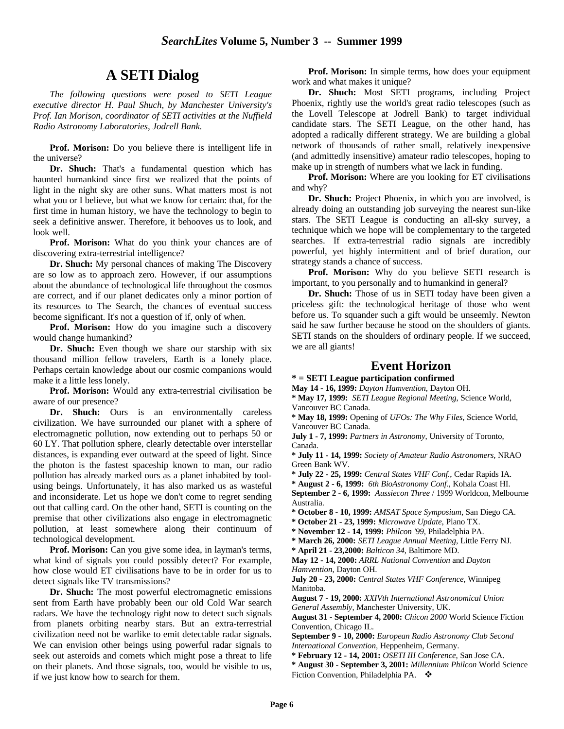# A SETI Dialog

*The following questions were posed to SETI League executive director H. Paul Shuch, by Manchester University's Prof. Ian Morison, coordinator of SETI activities at the Nuffield Radio Astronomy Laboratories, Jodrell Bank.*

**Prof. Morison:** Do you believe there is intelligent life in the universe?

**Dr. Shuch:** That's a fundamental question which has haunted humankind since first we realized that the points of light in the night sky are other suns. What matters most is not what you or I believe, but what we know for certain: that, for the first time in human history, we have the technology to begin to seek a definitive answer. Therefore, it behooves us to look, and look well.

**Prof. Morison:** What do you think your chances are of discovering extra-terrestrial intelligence?

**Dr. Shuch:** My personal chances of making The Discovery are so low as to approach zero. However, if our assumptions about the abundance of technological life throughout the cosmos are correct, and if our planet dedicates only a minor portion of its resources to The Search, the chances of eventual success become significant. It's not a question of if, only of when.

**Prof. Morison:** How do you imagine such a discovery would change humankind?

**Dr. Shuch:** Even though we share our starship with six thousand million fellow travelers, Earth is a lonely place. Perhaps certain knowledge about our cosmic companions would make it a little less lonely.

**Prof. Morison:** Would any extra-terrestrial civilisation be aware of our presence?

**Dr. Shuch:** Ours is an environmentally careless civilization. We have surrounded our planet with a sphere of electromagnetic pollution, now extending out to perhaps 50 or 60 LY. That pollution sphere, clearly detectable over interstellar distances, is expanding ever outward at the speed of light. Since the photon is the fastest spaceship known to man, our radio pollution has already marked ours as a planet inhabited by tool-using beings. Unfortunately, it has also marked us as wasteful and inconsiderate. Let us hope we don't come to regret sending out that calling card. On the other hand, SETI is counting on the premise that other civilizations also engage in electromagnetic pollution, at least somewhere along their continuum of technological development.

**Prof. Morison:** Can you give some idea, in layman's terms, what kind of signals you could possibly detect? For example, how close would ET civilisations have to be in order for us to detect signals like TV transmissions?

**Dr. Shuch:** The most powerful electromagnetic emissions sent from Earth have probably been our old Cold War search radars. We have the technology right now to detect such signals from planets orbiting nearby stars. But an extra-terrestrial civilization need not be warlike to emit detectable radar signals. We can envision other beings using powerful radar signals to seek out asteroids and comets which might pose a threat to life on their planets. And those signals, too, would be visible to us, if we just know how to search for them.

**Prof. Morison:** In simple terms, how does your equipment work and what makes it unique?

**Dr. Shuch:** Most SETI programs, including Project Phoenix, rightly use the world's great radio telescopes (such as the Lovell Telescope at Jodrell Bank) to target individual candidate stars. The SETI League, on the other hand, has adopted a radically different strategy. We are building a global network of thousands of rather small, relatively inexpensive (and admittedly insensitive) amateur radio telescopes, hoping to make up in strength of numbers what we lack in funding.

**Prof. Morison:** Where are you looking for ET civilisations and why?

**Dr. Shuch:** Project Phoenix, in which you are involved, is already doing an outstanding job surveying the nearest sun-like stars. The SETI League is conducting an all-sky survey, a technique which we hope will be complementary to the targeted searches. If extra-terrestrial radio signals are incredibly powerful, yet highly intermittent and of brief duration, our strategy stands a chance of success.

**Prof. Morison:** Why do you believe SETI research is important, to you personally and to humankind in general?

**Dr. Shuch:** Those of us in SETI today have been given a priceless gift: the technological heritage of those who went before us. To squander such a gift would be unseemly. Newton said he saw further because he stood on the shoulders of giants. SETI stands on the shoulders of ordinary people. If we succeed, we are all giants!

# Event Horizon

**\* = SETI League participation confirmed**

**May 14 - 16, 1999:** *Dayton Hamvention*, Dayton OH.

**\* May 17, 1999:** *SETI League Regional Meeting*, Science World, Vancouver BC Canada.

**\* May 18, 1999:** Opening of *UFOs: The Why Files*, Science World, Vancouver BC Canada.

**July 1 - 7, 1999:** *Partners in Astronomy*, University of Toronto, Canada.

**\* July 11 - 14, 1999:** *Society of Amateur Radio Astronomers*, NRAO Green Bank WV.

**\* July 22 - 25, 1999:** *Central States VHF Conf.*, Cedar Rapids IA.

**\* August 2 - 6, 1999:** *6th BioAstronomy Conf.*, Kohala Coast HI.

**September 2 - 6, 1999:** *Aussiecon Three* / 1999 Worldcon, Melbourne Australia.

**\* October 8 - 10, 1999:** *AMSAT Space Symposium*, San Diego CA.

**\* October 21 - 23, 1999:** *Microwave Update*, Plano TX.

**\* November 12 - 14, 1999:** *Philcon '99*, Philadelphia PA.

**\* March 26, 2000:** *SETI League Annual Meeting*, Little Ferry NJ.

**\* April 21 - 23,2000:** *Balticon 34*, Baltimore MD.

**May 12 - 14, 2000:** *ARRL National Convention* and *Dayton Hamvention*, Dayton OH.

**July 20 - 23, 2000:** *Central States VHF Conference*, Winnipeg Manitoba.

**August 7 - 19, 2000:** *XXIVth International Astronomical Union General Assembly*, Manchester University, UK.

**August 31 - September 4, 2000:** *Chicon 2000* World Science Fiction Convention, Chicago IL.

**September 9 - 10, 2000:** *European Radio Astronomy Club Second International Convention*, Heppenheim, Germany.

**\* February 12 - 14, 2001:** *OSETI III Conference*, San Jose CA.

**\* August 30 - September 3, 2001:** *Millennium Philcon* World Science Fiction Convention, Philadelphia PA. ❖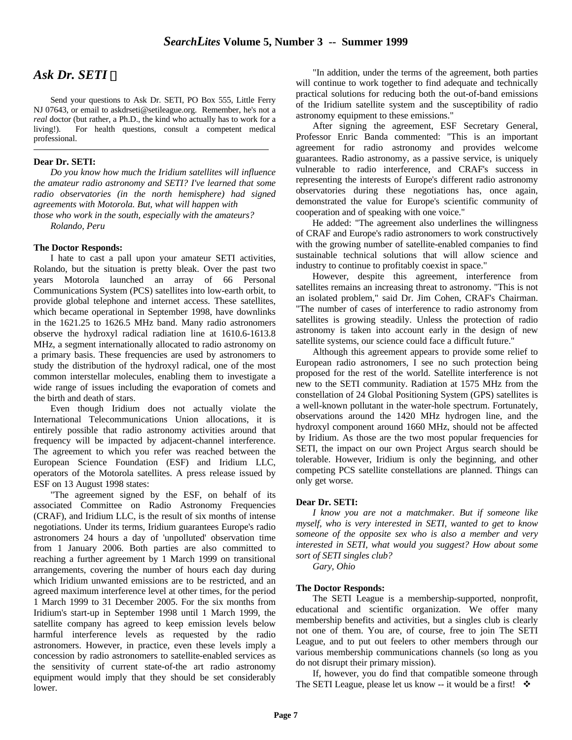## *Ask Dr. SETI*

Send your questions to Ask Dr. SETI, PO Box 555, Little Ferry NJ 07643, or email to askdrseti@setileague.org. Remember, he's not a *real* doctor (but rather, a Ph.D., the kind who actually has to work for a living!). For health questions, consult a competent medical professional.

---

**Dear Dr. SETI:**

*Do you know how much the Iridium satellites will influence the amateur radio astronomy and SETI? I've learned that some radio observatories (in the north hemisphere) had signed agreements with Motorola. But, what will happen with those who work in the south, especially with the amateurs?*

*Rolando, Peru*

**The Doctor Responds:**

I hate to cast a pall upon your amateur SETI activities, Rolando, but the situation is pretty bleak. Over the past two years Motorola launched an array of 66 Personal Communications System (PCS) satellites into low-earth orbit, to provide global telephone and internet access. These satellites, which became operational in September 1998, have downlinks in the 1621.25 to 1626.5 MHz band. Many radio astronomers observe the hydroxyl radical radiation line at 1610.6-1613.8 MHz, a segment internationally allocated to radio astronomy on a primary basis. These frequencies are used by astronomers to study the distribution of the hydroxyl radical, one of the most common interstellar molecules, enabling them to investigate a wide range of issues including the evaporation of comets and the birth and death of stars.

Even though Iridium does not actually violate the International Telecommunications Union allocations, it is entirely possible that radio astronomy activities around that frequency will be impacted by adjacent-channel interference. The agreement to which you refer was reached between the European Science Foundation (ESF) and Iridium LLC, operators of the Motorola satellites. A press release issued by ESF on 13 August 1998 states:

"The agreement signed by the ESF, on behalf of its associated Committee on Radio Astronomy Frequencies (CRAF), and Iridium LLC, is the result of six months of intense negotiations. Under its terms, Iridium guarantees Europe's radio astronomers 24 hours a day of 'unpolluted' observation time from 1 January 2006. Both parties are also committed to reaching a further agreement by 1 March 1999 on transitional arrangements, covering the number of hours each day during which Iridium unwanted emissions are to be restricted, and an agreed maximum interference level at other times, for the period 1 March 1999 to 31 December 2005. For the six months from Iridium's start-up in September 1998 until 1 March 1999, the satellite company has agreed to keep emission levels below harmful interference levels as requested by the radio astronomers. However, in practice, even these levels imply a concession by radio astronomers to satellite-enabled services as the sensitivity of current state-of-the art radio astronomy equipment would imply that they should be set considerably lower.

"In addition, under the terms of the agreement, both parties will continue to work together to find adequate and technically practical solutions for reducing both the out-of-band emissions of the Iridium satellite system and the susceptibility of radio astronomy equipment to these emissions."

After signing the agreement, ESF Secretary General, Professor Enric Banda commented: "This is an important agreement for radio astronomy and provides welcome guarantees. Radio astronomy, as a passive service, is uniquely vulnerable to radio interference, and CRAF's success in representing the interests of Europe's different radio astronomy observatories during these negotiations has, once again, demonstrated the value for Europe's scientific community of cooperation and of speaking with one voice."

He added: "The agreement also underlines the willingness of CRAF and Europe's radio astronomers to work constructively with the growing number of satellite-enabled companies to find sustainable technical solutions that will allow science and industry to continue to profitably coexist in space."

However, despite this agreement, interference from satellites remains an increasing threat to astronomy. "This is not an isolated problem," said Dr. Jim Cohen, CRAF's Chairman. "The number of cases of interference to radio astronomy from satellites is growing steadily. Unless the protection of radio astronomy is taken into account early in the design of new satellite systems, our science could face a difficult future."

Although this agreement appears to provide some relief to European radio astronomers, I see no such protection being proposed for the rest of the world. Satellite interference is not new to the SETI community. Radiation at 1575 MHz from the constellation of 24 Global Positioning System (GPS) satellites is a well-known pollutant in the water-hole spectrum. Fortunately, observations around the 1420 MHz hydrogen line, and the hydroxyl component around 1660 MHz, should not be affected by Iridium. As those are the two most popular frequencies for SETI, the impact on our own Project Argus search should be tolerable. However, Iridium is only the beginning, and other competing PCS satellite constellations are planned. Things can only get worse.

**Dear Dr. SETI:**

*I know you are not a matchmaker. But if someone like myself, who is very interested in SETI, wanted to get to know someone of the opposite sex who is also a member and very interested in SETI, what would you suggest? How about some sort of SETI singles club?*

*Gary, Ohio*

**The Doctor Responds:**

The SETI League is a membership-supported, nonprofit, educational and scientific organization. We offer many membership benefits and activities, but a singles club is clearly not one of them. You are, of course, free to join The SETI League, and to put out feelers to other members through our various membership communications channels (so long as you do not disrupt their primary mission).

If, however, you do find that compatible someone through The SETI League, please let us know -- it would be a first! ❖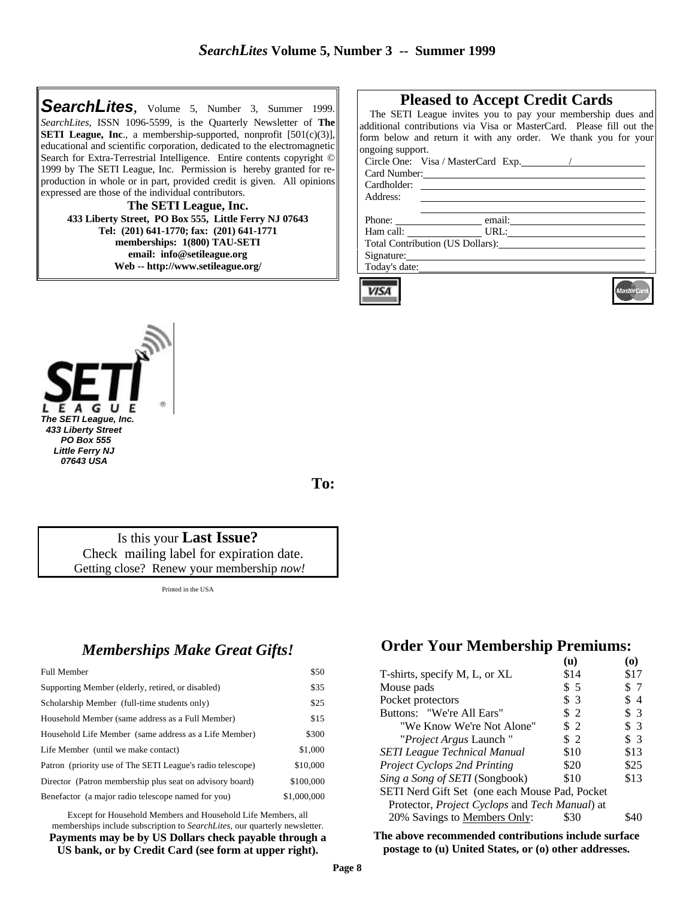**SearchLites**, Volume 5, Number 3, Summer 1999. *SearchLites*, ISSN 1096-5599, is the Quarterly Newsletter of **The SETI League, Inc**., a membership-supported, nonprofit [501(c)(3)], educational and scientific corporation, dedicated to the electromagnetic Search for Extra-Terrestrial Intelligence. Entire contents copyright © 1999 by The SETI League, Inc. Permission is hereby granted for reproduction in whole or in part, provided credit is given. All opinions expressed are those of the individual contributors.

**The SETI League, Inc.**
**433 Liberty Street, PO Box 555, Little Ferry NJ 07643**
**Tel: (201) 641-1770; fax: (201) 641-1771**
**memberships: 1(800) TAU-SETI**
**email: info@setileague.org**
**Web -- http://www.setileague.org/**

## Pleased to Accept Credit Cards

The SETI League invites you to pay your membership dues and additional contributions via Visa or MasterCard. Please fill out the form below and return it with any order. We thank you for your ongoing support.

Circle One: Visa / MasterCard Exp. ________ / ________
Card Number: ____________________
Cardholder: ____________________
Address: ____________________
____________________
Phone: ____________ email: ____________
Ham call: ____________ URL: ____________
Total Contribution (US Dollars): ____________
Signature: ____________________
Today's date: ____________________

VISA MasterCard

SETI LEAGUE ®

*The SETI League, Inc.*
*433 Liberty Street*
*PO Box 555*
*Little Ferry NJ*
*07643 USA*

**To:**

Is this your **Last Issue?**
Check mailing label for expiration date.
Getting close? Renew your membership *now!*

Printed in the USA

## *Memberships Make Great Gifts!*

| | |
|---|---|
| Full Member | $50 |
| Supporting Member (elderly, retired, or disabled) | $35 |
| Scholarship Member (full-time students only) | $25 |
| Household Member (same address as a Full Member) | $15 |
| Household Life Member (same address as a Life Member) | $300 |
| Life Member (until we make contact) | $1,000 |
| Patron (priority use of The SETI League's radio telescope) | $10,000 |
| Director (Patron membership plus seat on advisory board) | $100,000 |
| Benefactor (a major radio telescope named for you) | $1,000,000 |

Except for Household Members and Household Life Members, all memberships include subscription to *SearchLites*, our quarterly newsletter.

**Payments may be by US Dollars check payable through a US bank, or by Credit Card (see form at upper right).**

## Order Your Membership Premiums:

| | (u) | (o) |
|---|---|---|
| T-shirts, specify M, L, or XL | $14 | $17 |
| Mouse pads | $ 5 | $ 7 |
| Pocket protectors | $ 3 | $ 4 |
| Buttons: "We're All Ears" | $ 2 | $ 3 |
| "We Know We're Not Alone" | $ 2 | $ 3 |
| "*Project Argus* Launch " | $ 2 | $ 3 |
| *SETI League Technical Manual* | $10 | $13 |
| *Project Cyclops 2nd Printing* | $20 | $25 |
| *Sing a Song of SETI* (Songbook) | $10 | $13 |
| SETI Nerd Gift Set (one each Mouse Pad, Pocket Protector, *Project Cyclops* and *Tech Manual*) at 20% Savings to Members Only: | $30 | $40 |

**The above recommended contributions include surface postage to (u) United States, or (o) other addresses.**